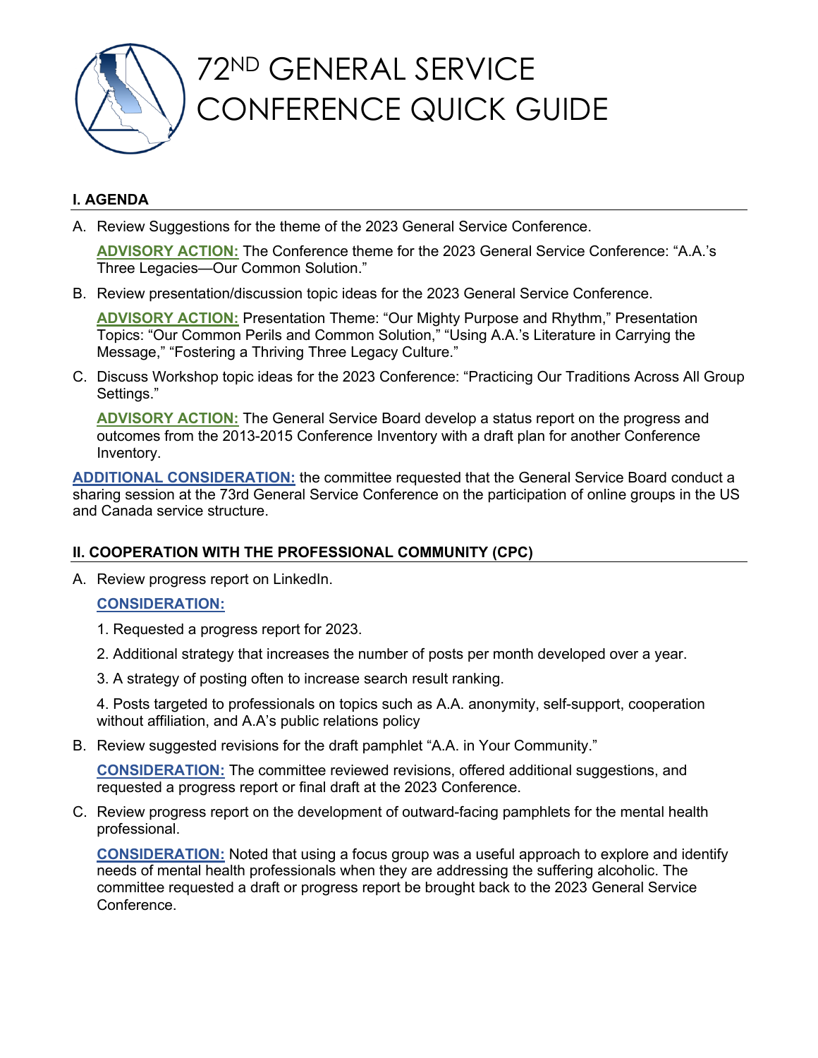# 72ND GENERAL SERVICE CONFERENCE QUICK GUIDE

## I. AGENDA

A. Review Suggestions for the theme of the 2023 General Service Conference.

**ADVISORY ACTION:** The Conference theme for the 2023 General Service Conference: "A.A.'s Three Legacies—Our Common Solution."

B. Review presentation/discussion topic ideas for the 2023 General Service Conference.

**ADVISORY ACTION:** Presentation Theme: "Our Mighty Purpose and Rhythm," Presentation Topics: "Our Common Perils and Common Solution," "Using A.A.'s Literature in Carrying the Message," "Fostering a Thriving Three Legacy Culture."

C. Discuss Workshop topic ideas for the 2023 Conference: "Practicing Our Traditions Across All Group Settings."

**ADVISORY ACTION:** The General Service Board develop a status report on the progress and outcomes from the 2013-2015 Conference Inventory with a draft plan for another Conference Inventory.

**ADDITIONAL CONSIDERATION:** the committee requested that the General Service Board conduct a sharing session at the 73rd General Service Conference on the participation of online groups in the US and Canada service structure.

## II. COOPERATION WITH THE PROFESSIONAL COMMUNITY (CPC)

A. Review progress report on LinkedIn.

**CONSIDERATION:**

1. Requested a progress report for 2023.

2. Additional strategy that increases the number of posts per month developed over a year.

3. A strategy of posting often to increase search result ranking.

4. Posts targeted to professionals on topics such as A.A. anonymity, self-support, cooperation without affiliation, and A.A's public relations policy

B. Review suggested revisions for the draft pamphlet "A.A. in Your Community."

**CONSIDERATION:** The committee reviewed revisions, offered additional suggestions, and requested a progress report or final draft at the 2023 Conference.

C. Review progress report on the development of outward-facing pamphlets for the mental health professional.

**CONSIDERATION:** Noted that using a focus group was a useful approach to explore and identify needs of mental health professionals when they are addressing the suffering alcoholic. The committee requested a draft or progress report be brought back to the 2023 General Service Conference.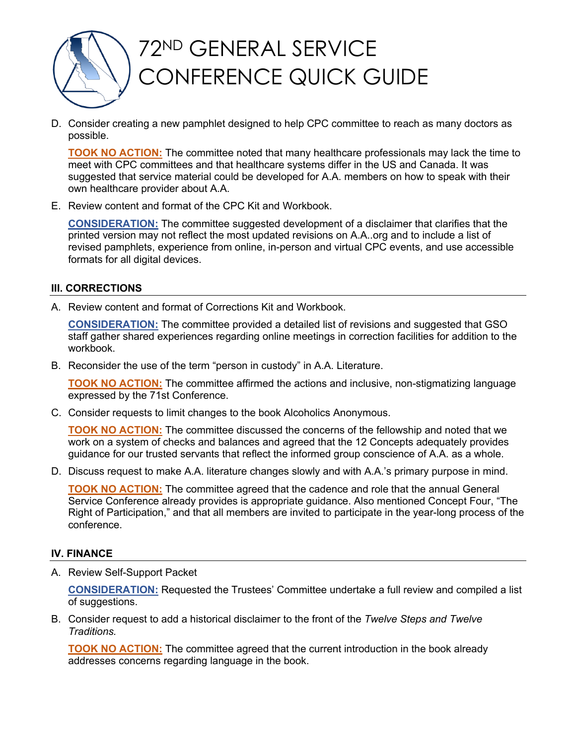D. Consider creating a new pamphlet designed to help CPC committee to reach as many doctors as possible.

**TOOK NO ACTION:** The committee noted that many healthcare professionals may lack the time to meet with CPC committees and that healthcare systems differ in the US and Canada. It was suggested that service material could be developed for A.A. members on how to speak with their own healthcare provider about A.A.

E. Review content and format of the CPC Kit and Workbook.

**CONSIDERATION:** The committee suggested development of a disclaimer that clarifies that the printed version may not reflect the most updated revisions on A.A..org and to include a list of revised pamphlets, experience from online, in-person and virtual CPC events, and use accessible formats for all digital devices.

### III. CORRECTIONS

A. Review content and format of Corrections Kit and Workbook.

**CONSIDERATION:** The committee provided a detailed list of revisions and suggested that GSO staff gather shared experiences regarding online meetings in correction facilities for addition to the workbook.

B. Reconsider the use of the term "person in custody" in A.A. Literature.

**TOOK NO ACTION:** The committee affirmed the actions and inclusive, non-stigmatizing language expressed by the 71st Conference.

C. Consider requests to limit changes to the book Alcoholics Anonymous.

**TOOK NO ACTION:** The committee discussed the concerns of the fellowship and noted that we work on a system of checks and balances and agreed that the 12 Concepts adequately provides guidance for our trusted servants that reflect the informed group conscience of A.A. as a whole.

D. Discuss request to make A.A. literature changes slowly and with A.A.'s primary purpose in mind.

**TOOK NO ACTION:** The committee agreed that the cadence and role that the annual General Service Conference already provides is appropriate guidance. Also mentioned Concept Four, "The Right of Participation," and that all members are invited to participate in the year-long process of the conference.

### IV. FINANCE

A. Review Self-Support Packet

**CONSIDERATION:** Requested the Trustees' Committee undertake a full review and compiled a list of suggestions.

B. Consider request to add a historical disclaimer to the front of the *Twelve Steps and Twelve Traditions.*

**TOOK NO ACTION:** The committee agreed that the current introduction in the book already addresses concerns regarding language in the book.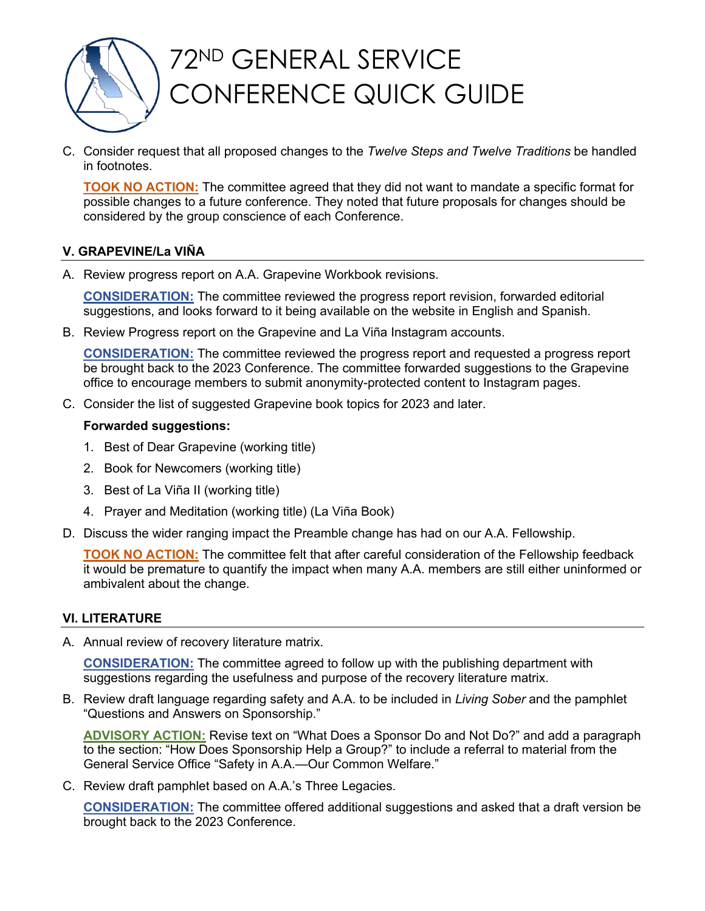C. Consider request that all proposed changes to the *Twelve Steps and Twelve Traditions* be handled in footnotes.

**TOOK NO ACTION:** The committee agreed that they did not want to mandate a specific format for possible changes to a future conference. They noted that future proposals for changes should be considered by the group conscience of each Conference.

## V. GRAPEVINE/La VIÑA

A. Review progress report on A.A. Grapevine Workbook revisions.

**CONSIDERATION:** The committee reviewed the progress report revision, forwarded editorial suggestions, and looks forward to it being available on the website in English and Spanish.

B. Review Progress report on the Grapevine and La Viña Instagram accounts.

**CONSIDERATION:** The committee reviewed the progress report and requested a progress report be brought back to the 2023 Conference. The committee forwarded suggestions to the Grapevine office to encourage members to submit anonymity-protected content to Instagram pages.

C. Consider the list of suggested Grapevine book topics for 2023 and later.

**Forwarded suggestions:**

1. Best of Dear Grapevine (working title)
2. Book for Newcomers (working title)
3. Best of La Viña II (working title)
4. Prayer and Meditation (working title) (La Viña Book)

D. Discuss the wider ranging impact the Preamble change has had on our A.A. Fellowship.

**TOOK NO ACTION:** The committee felt that after careful consideration of the Fellowship feedback it would be premature to quantify the impact when many A.A. members are still either uninformed or ambivalent about the change.

## VI. LITERATURE

A. Annual review of recovery literature matrix.

**CONSIDERATION:** The committee agreed to follow up with the publishing department with suggestions regarding the usefulness and purpose of the recovery literature matrix.

B. Review draft language regarding safety and A.A. to be included in *Living Sober* and the pamphlet "Questions and Answers on Sponsorship."

**ADVISORY ACTION:** Revise text on "What Does a Sponsor Do and Not Do?" and add a paragraph to the section: "How Does Sponsorship Help a Group?" to include a referral to material from the General Service Office "Safety in A.A.—Our Common Welfare."

C. Review draft pamphlet based on A.A.'s Three Legacies.

**CONSIDERATION:** The committee offered additional suggestions and asked that a draft version be brought back to the 2023 Conference.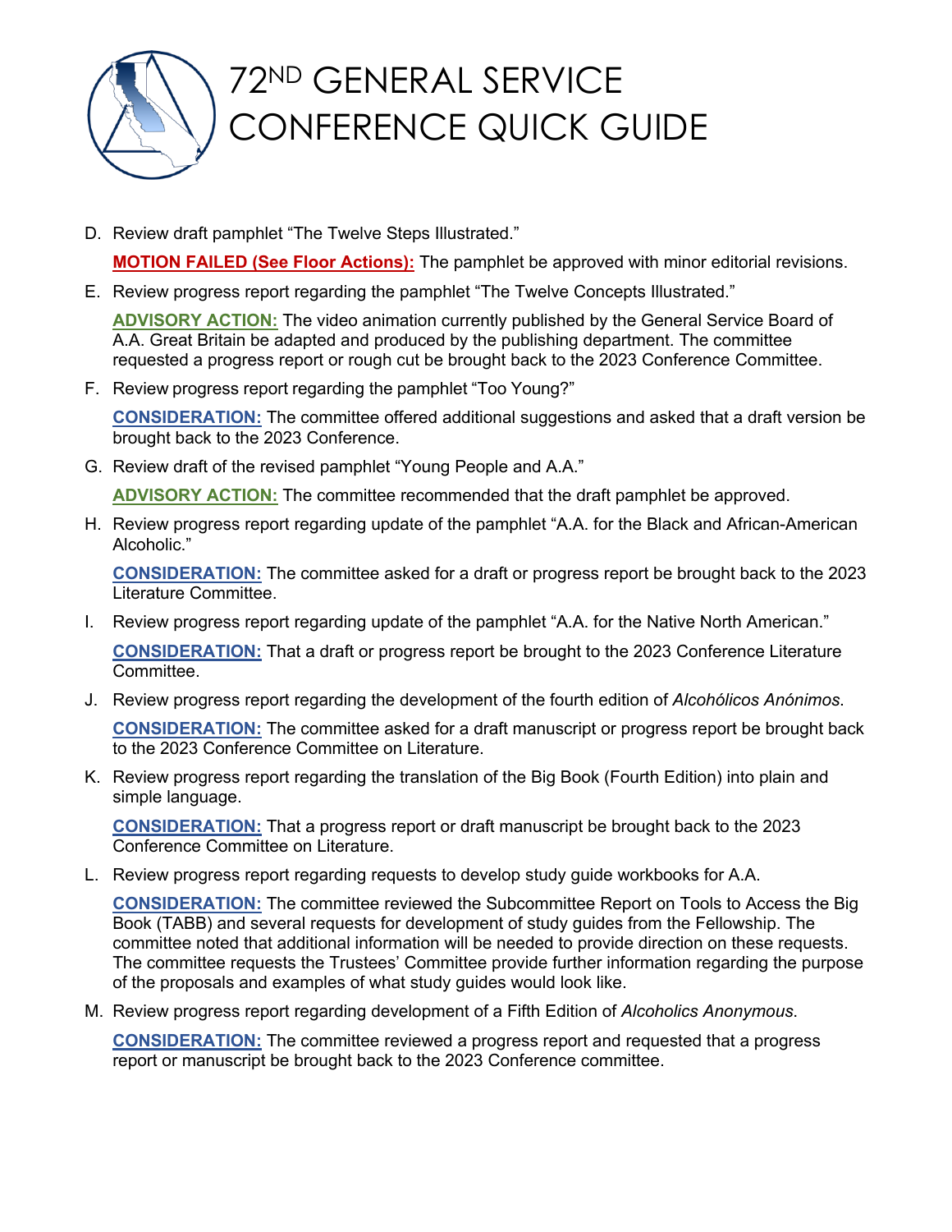D. Review draft pamphlet "The Twelve Steps Illustrated."

   **MOTION FAILED (See Floor Actions):** The pamphlet be approved with minor editorial revisions.

E. Review progress report regarding the pamphlet "The Twelve Concepts Illustrated."

   **ADVISORY ACTION:** The video animation currently published by the General Service Board of A.A. Great Britain be adapted and produced by the publishing department. The committee requested a progress report or rough cut be brought back to the 2023 Conference Committee.

F. Review progress report regarding the pamphlet "Too Young?"

   **CONSIDERATION:** The committee offered additional suggestions and asked that a draft version be brought back to the 2023 Conference.

G. Review draft of the revised pamphlet "Young People and A.A."

   **ADVISORY ACTION:** The committee recommended that the draft pamphlet be approved.

H. Review progress report regarding update of the pamphlet "A.A. for the Black and African-American Alcoholic."

   **CONSIDERATION:** The committee asked for a draft or progress report be brought back to the 2023 Literature Committee.

I. Review progress report regarding update of the pamphlet "A.A. for the Native North American."

   **CONSIDERATION:** That a draft or progress report be brought to the 2023 Conference Literature Committee.

J. Review progress report regarding the development of the fourth edition of *Alcohólicos Anónimos*.

   **CONSIDERATION:** The committee asked for a draft manuscript or progress report be brought back to the 2023 Conference Committee on Literature.

K. Review progress report regarding the translation of the Big Book (Fourth Edition) into plain and simple language.

   **CONSIDERATION:** That a progress report or draft manuscript be brought back to the 2023 Conference Committee on Literature.

L. Review progress report regarding requests to develop study guide workbooks for A.A.

   **CONSIDERATION:** The committee reviewed the Subcommittee Report on Tools to Access the Big Book (TABB) and several requests for development of study guides from the Fellowship. The committee noted that additional information will be needed to provide direction on these requests. The committee requests the Trustees' Committee provide further information regarding the purpose of the proposals and examples of what study guides would look like.

M. Review progress report regarding development of a Fifth Edition of *Alcoholics Anonymous*.

   **CONSIDERATION:** The committee reviewed a progress report and requested that a progress report or manuscript be brought back to the 2023 Conference committee.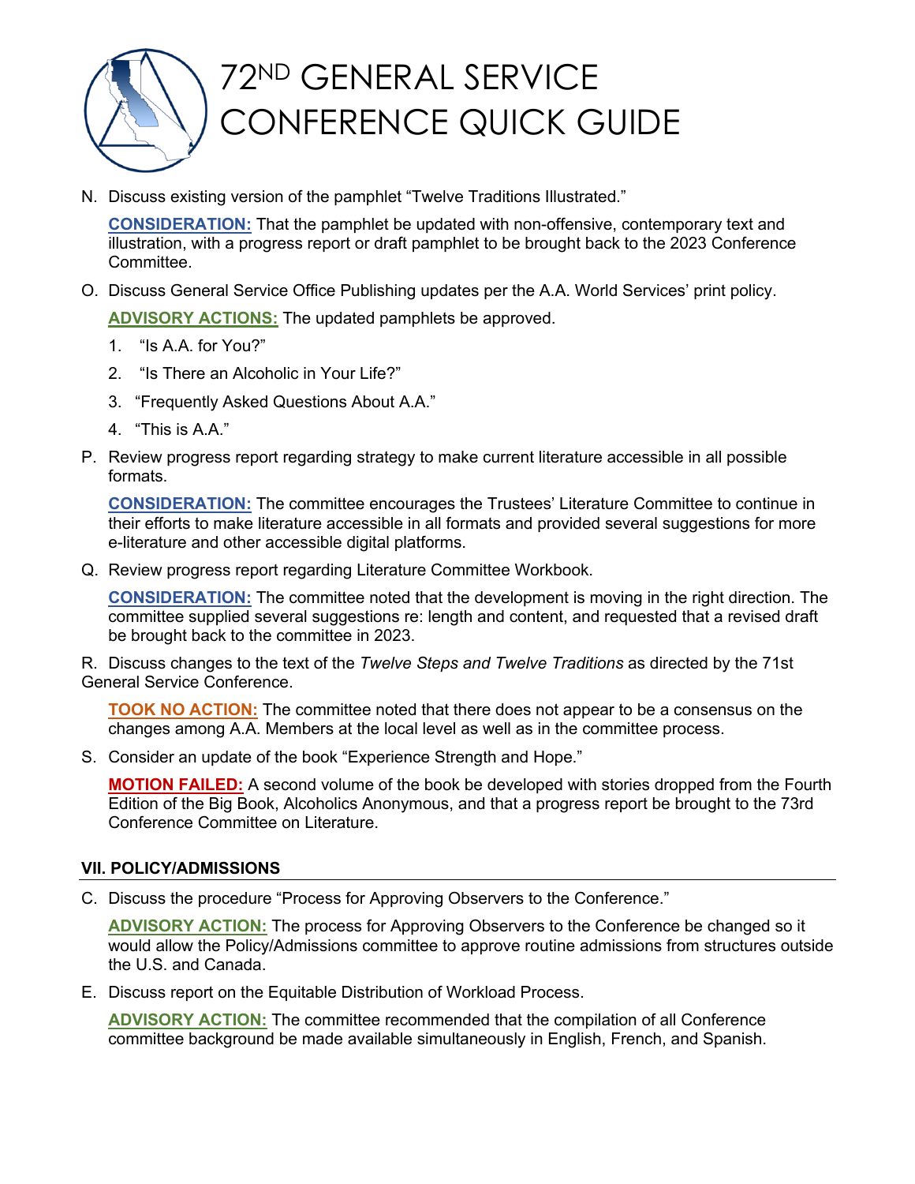# 72ND GENERAL SERVICE CONFERENCE QUICK GUIDE

N. Discuss existing version of the pamphlet "Twelve Traditions Illustrated."

**CONSIDERATION:** That the pamphlet be updated with non-offensive, contemporary text and illustration, with a progress report or draft pamphlet to be brought back to the 2023 Conference Committee.

O. Discuss General Service Office Publishing updates per the A.A. World Services' print policy.

**ADVISORY ACTIONS:** The updated pamphlets be approved.

1. "Is A.A. for You?"
2. "Is There an Alcoholic in Your Life?"
3. "Frequently Asked Questions About A.A."
4. "This is A.A."

P. Review progress report regarding strategy to make current literature accessible in all possible formats.

**CONSIDERATION:** The committee encourages the Trustees' Literature Committee to continue in their efforts to make literature accessible in all formats and provided several suggestions for more e-literature and other accessible digital platforms.

Q. Review progress report regarding Literature Committee Workbook.

**CONSIDERATION:** The committee noted that the development is moving in the right direction. The committee supplied several suggestions re: length and content, and requested that a revised draft be brought back to the committee in 2023.

R. Discuss changes to the text of the *Twelve Steps and Twelve Traditions* as directed by the 71st General Service Conference.

**TOOK NO ACTION:** The committee noted that there does not appear to be a consensus on the changes among A.A. Members at the local level as well as in the committee process.

S. Consider an update of the book "Experience Strength and Hope."

**MOTION FAILED:** A second volume of the book be developed with stories dropped from the Fourth Edition of the Big Book, Alcoholics Anonymous, and that a progress report be brought to the 73rd Conference Committee on Literature.

## VII. POLICY/ADMISSIONS

C. Discuss the procedure "Process for Approving Observers to the Conference."

**ADVISORY ACTION:** The process for Approving Observers to the Conference be changed so it would allow the Policy/Admissions committee to approve routine admissions from structures outside the U.S. and Canada.

E. Discuss report on the Equitable Distribution of Workload Process.

**ADVISORY ACTION:** The committee recommended that the compilation of all Conference committee background be made available simultaneously in English, French, and Spanish.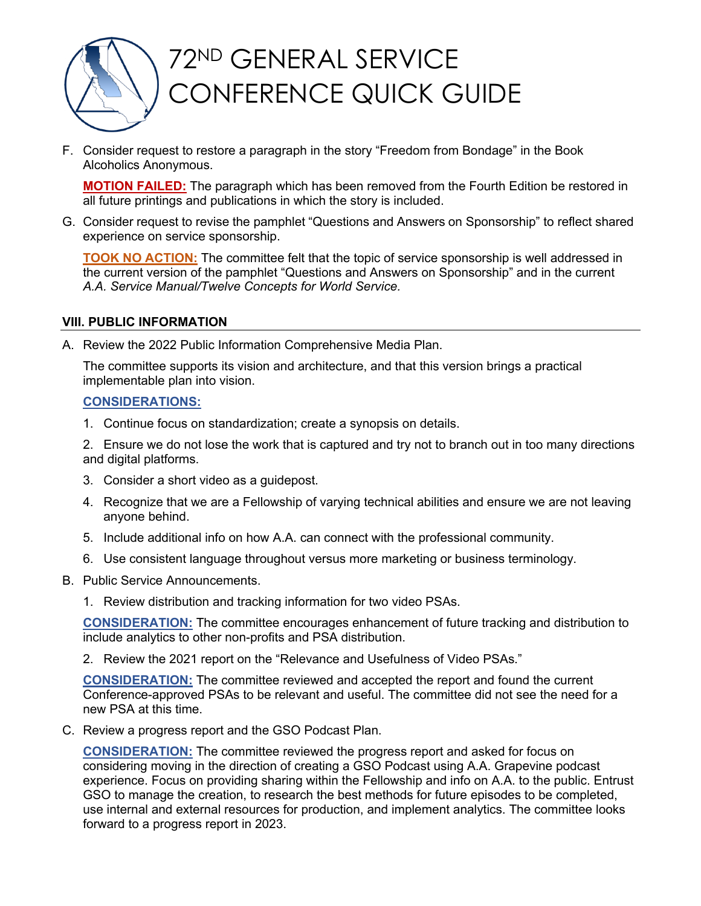F. Consider request to restore a paragraph in the story "Freedom from Bondage" in the Book Alcoholics Anonymous.

   **MOTION FAILED:** The paragraph which has been removed from the Fourth Edition be restored in all future printings and publications in which the story is included.

G. Consider request to revise the pamphlet "Questions and Answers on Sponsorship" to reflect shared experience on service sponsorship.

   **TOOK NO ACTION:** The committee felt that the topic of service sponsorship is well addressed in the current version of the pamphlet "Questions and Answers on Sponsorship" and in the current *A.A. Service Manual/Twelve Concepts for World Service.*

## VIII. PUBLIC INFORMATION

A. Review the 2022 Public Information Comprehensive Media Plan.

   The committee supports its vision and architecture, and that this version brings a practical implementable plan into vision.

   **CONSIDERATIONS:**

   1. Continue focus on standardization; create a synopsis on details.
   2. Ensure we do not lose the work that is captured and try not to branch out in too many directions and digital platforms.
   3. Consider a short video as a guidepost.
   4. Recognize that we are a Fellowship of varying technical abilities and ensure we are not leaving anyone behind.
   5. Include additional info on how A.A. can connect with the professional community.
   6. Use consistent language throughout versus more marketing or business terminology.

B. Public Service Announcements.

   1. Review distribution and tracking information for two video PSAs.

   **CONSIDERATION:** The committee encourages enhancement of future tracking and distribution to include analytics to other non-profits and PSA distribution.

   2. Review the 2021 report on the "Relevance and Usefulness of Video PSAs."

   **CONSIDERATION:** The committee reviewed and accepted the report and found the current Conference-approved PSAs to be relevant and useful. The committee did not see the need for a new PSA at this time.

C. Review a progress report and the GSO Podcast Plan.

   **CONSIDERATION:** The committee reviewed the progress report and asked for focus on considering moving in the direction of creating a GSO Podcast using A.A. Grapevine podcast experience. Focus on providing sharing within the Fellowship and info on A.A. to the public. Entrust GSO to manage the creation, to research the best methods for future episodes to be completed, use internal and external resources for production, and implement analytics. The committee looks forward to a progress report in 2023.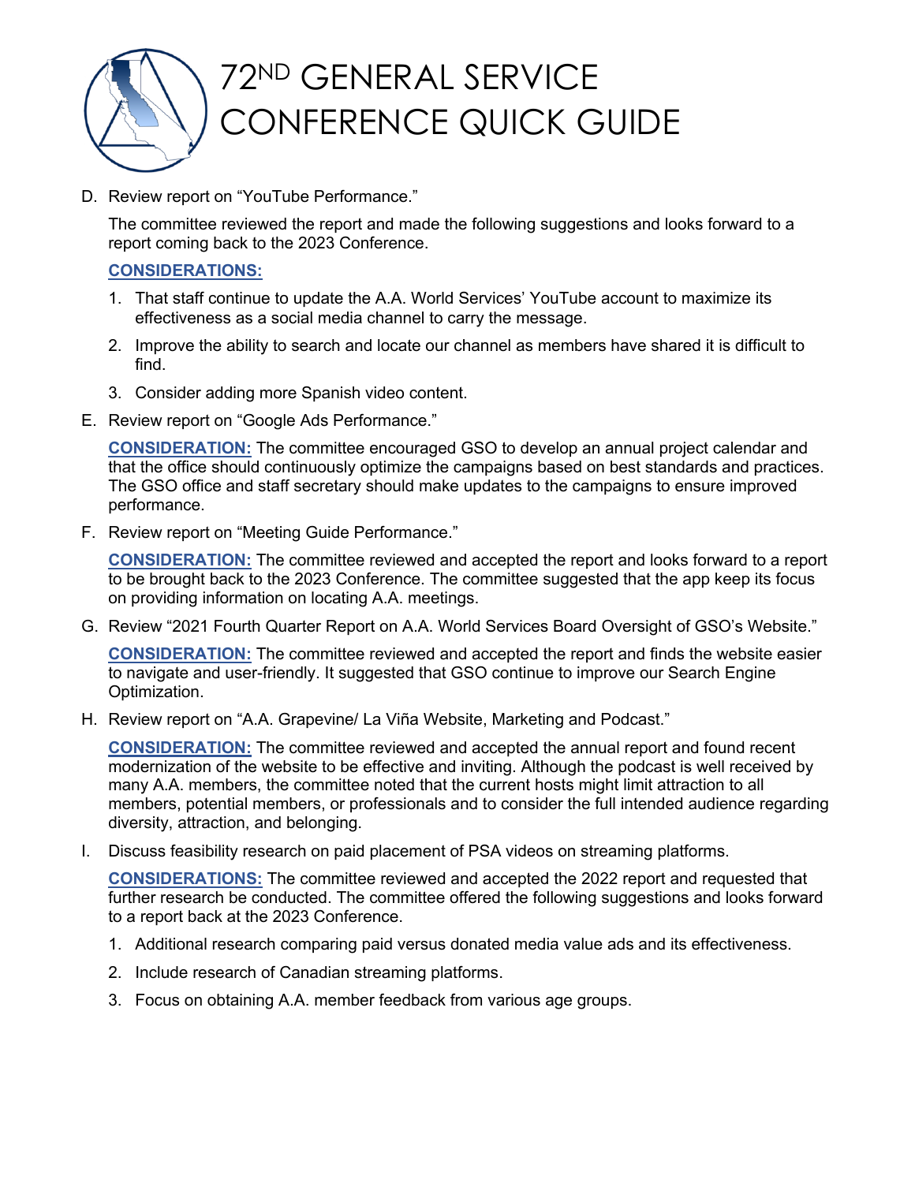D. Review report on "YouTube Performance."

   The committee reviewed the report and made the following suggestions and looks forward to a report coming back to the 2023 Conference.

   **CONSIDERATIONS:**

   1. That staff continue to update the A.A. World Services' YouTube account to maximize its effectiveness as a social media channel to carry the message.
   2. Improve the ability to search and locate our channel as members have shared it is difficult to find.
   3. Consider adding more Spanish video content.

E. Review report on "Google Ads Performance."

   **CONSIDERATION:** The committee encouraged GSO to develop an annual project calendar and that the office should continuously optimize the campaigns based on best standards and practices. The GSO office and staff secretary should make updates to the campaigns to ensure improved performance.

F. Review report on "Meeting Guide Performance."

   **CONSIDERATION:** The committee reviewed and accepted the report and looks forward to a report to be brought back to the 2023 Conference. The committee suggested that the app keep its focus on providing information on locating A.A. meetings.

G. Review "2021 Fourth Quarter Report on A.A. World Services Board Oversight of GSO's Website."

   **CONSIDERATION:** The committee reviewed and accepted the report and finds the website easier to navigate and user-friendly. It suggested that GSO continue to improve our Search Engine Optimization.

H. Review report on "A.A. Grapevine/ La Viña Website, Marketing and Podcast."

   **CONSIDERATION:** The committee reviewed and accepted the annual report and found recent modernization of the website to be effective and inviting. Although the podcast is well received by many A.A. members, the committee noted that the current hosts might limit attraction to all members, potential members, or professionals and to consider the full intended audience regarding diversity, attraction, and belonging.

I. Discuss feasibility research on paid placement of PSA videos on streaming platforms.

   **CONSIDERATIONS:** The committee reviewed and accepted the 2022 report and requested that further research be conducted. The committee offered the following suggestions and looks forward to a report back at the 2023 Conference.

   1. Additional research comparing paid versus donated media value ads and its effectiveness.
   2. Include research of Canadian streaming platforms.
   3. Focus on obtaining A.A. member feedback from various age groups.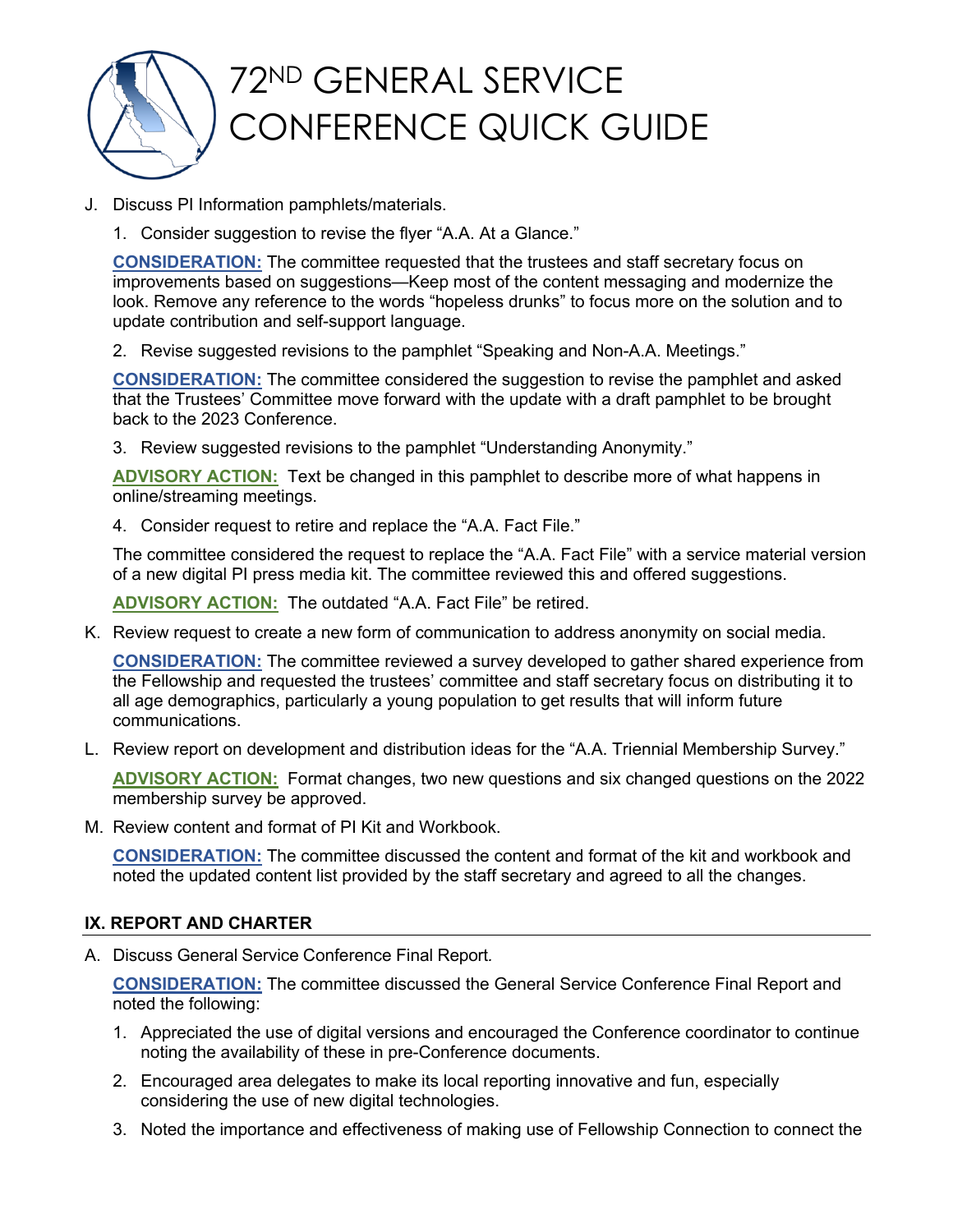J. Discuss PI Information pamphlets/materials.

1. Consider suggestion to revise the flyer "A.A. At a Glance."

**CONSIDERATION:** The committee requested that the trustees and staff secretary focus on improvements based on suggestions—Keep most of the content messaging and modernize the look. Remove any reference to the words "hopeless drunks" to focus more on the solution and to update contribution and self-support language.

2. Revise suggested revisions to the pamphlet "Speaking and Non-A.A. Meetings."

**CONSIDERATION:** The committee considered the suggestion to revise the pamphlet and asked that the Trustees' Committee move forward with the update with a draft pamphlet to be brought back to the 2023 Conference.

3. Review suggested revisions to the pamphlet "Understanding Anonymity."

**ADVISORY ACTION:** Text be changed in this pamphlet to describe more of what happens in online/streaming meetings.

4. Consider request to retire and replace the "A.A. Fact File."

The committee considered the request to replace the "A.A. Fact File" with a service material version of a new digital PI press media kit. The committee reviewed this and offered suggestions.

**ADVISORY ACTION:** The outdated "A.A. Fact File" be retired.

K. Review request to create a new form of communication to address anonymity on social media.

**CONSIDERATION:** The committee reviewed a survey developed to gather shared experience from the Fellowship and requested the trustees' committee and staff secretary focus on distributing it to all age demographics, particularly a young population to get results that will inform future communications.

L. Review report on development and distribution ideas for the "A.A. Triennial Membership Survey."

**ADVISORY ACTION:** Format changes, two new questions and six changed questions on the 2022 membership survey be approved.

M. Review content and format of PI Kit and Workbook.

**CONSIDERATION:** The committee discussed the content and format of the kit and workbook and noted the updated content list provided by the staff secretary and agreed to all the changes.

## IX. REPORT AND CHARTER

A. Discuss General Service Conference Final Report.

**CONSIDERATION:** The committee discussed the General Service Conference Final Report and noted the following:

1. Appreciated the use of digital versions and encouraged the Conference coordinator to continue noting the availability of these in pre-Conference documents.
2. Encouraged area delegates to make its local reporting innovative and fun, especially considering the use of new digital technologies.
3. Noted the importance and effectiveness of making use of Fellowship Connection to connect the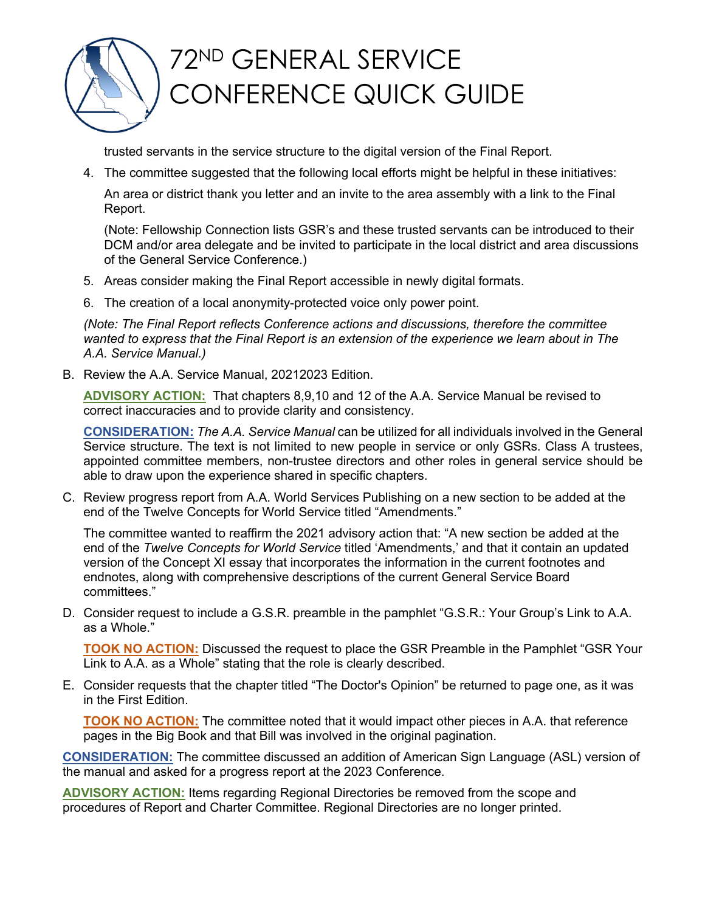trusted servants in the service structure to the digital version of the Final Report.

4. The committee suggested that the following local efforts might be helpful in these initiatives:

   An area or district thank you letter and an invite to the area assembly with a link to the Final Report.

   (Note: Fellowship Connection lists GSR's and these trusted servants can be introduced to their DCM and/or area delegate and be invited to participate in the local district and area discussions of the General Service Conference.)

5. Areas consider making the Final Report accessible in newly digital formats.
6. The creation of a local anonymity-protected voice only power point.

*(Note: The Final Report reflects Conference actions and discussions, therefore the committee wanted to express that the Final Report is an extension of the experience we learn about in The A.A. Service Manual.)*

B. Review the A.A. Service Manual, 20212023 Edition.

   **ADVISORY ACTION:** That chapters 8,9,10 and 12 of the A.A. Service Manual be revised to correct inaccuracies and to provide clarity and consistency.

   **CONSIDERATION:** *The A.A. Service Manual* can be utilized for all individuals involved in the General Service structure. The text is not limited to new people in service or only GSRs. Class A trustees, appointed committee members, non-trustee directors and other roles in general service should be able to draw upon the experience shared in specific chapters.

C. Review progress report from A.A. World Services Publishing on a new section to be added at the end of the Twelve Concepts for World Service titled "Amendments."

   The committee wanted to reaffirm the 2021 advisory action that: "A new section be added at the end of the *Twelve Concepts for World Service* titled 'Amendments,' and that it contain an updated version of the Concept XI essay that incorporates the information in the current footnotes and endnotes, along with comprehensive descriptions of the current General Service Board committees."

D. Consider request to include a G.S.R. preamble in the pamphlet "G.S.R.: Your Group's Link to A.A. as a Whole."

   **TOOK NO ACTION:** Discussed the request to place the GSR Preamble in the Pamphlet "GSR Your Link to A.A. as a Whole" stating that the role is clearly described.

E. Consider requests that the chapter titled "The Doctor's Opinion" be returned to page one, as it was in the First Edition.

   **TOOK NO ACTION:** The committee noted that it would impact other pieces in A.A. that reference pages in the Big Book and that Bill was involved in the original pagination.

**CONSIDERATION:** The committee discussed an addition of American Sign Language (ASL) version of the manual and asked for a progress report at the 2023 Conference.

**ADVISORY ACTION:** Items regarding Regional Directories be removed from the scope and procedures of Report and Charter Committee. Regional Directories are no longer printed.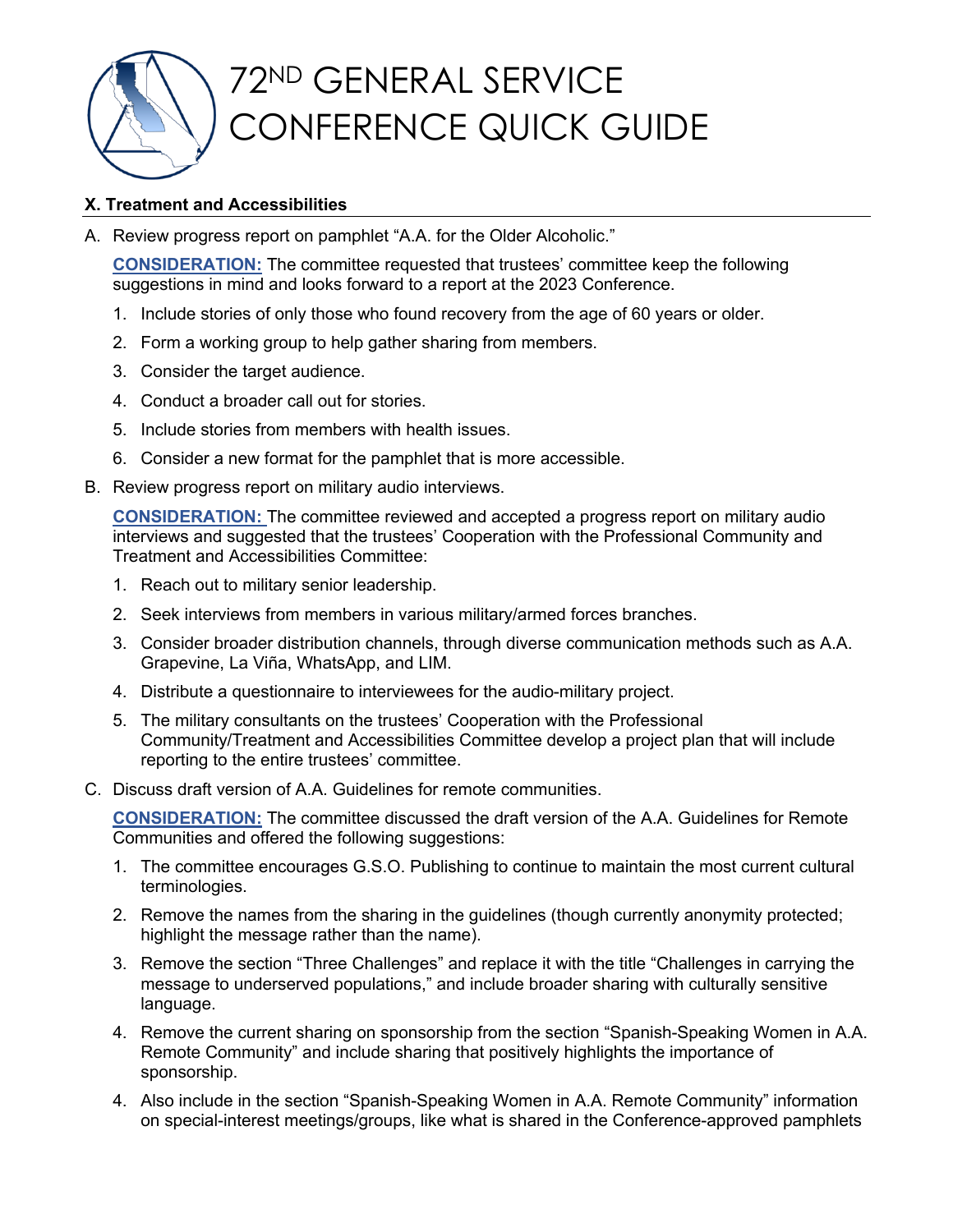# 72ND GENERAL SERVICE CONFERENCE QUICK GUIDE

### X. Treatment and Accessibilities

A. Review progress report on pamphlet "A.A. for the Older Alcoholic."

**CONSIDERATION:** The committee requested that trustees' committee keep the following suggestions in mind and looks forward to a report at the 2023 Conference.

1. Include stories of only those who found recovery from the age of 60 years or older.
2. Form a working group to help gather sharing from members.
3. Consider the target audience.
4. Conduct a broader call out for stories.
5. Include stories from members with health issues.
6. Consider a new format for the pamphlet that is more accessible.

B. Review progress report on military audio interviews.

**CONSIDERATION:** The committee reviewed and accepted a progress report on military audio interviews and suggested that the trustees' Cooperation with the Professional Community and Treatment and Accessibilities Committee:

1. Reach out to military senior leadership.
2. Seek interviews from members in various military/armed forces branches.
3. Consider broader distribution channels, through diverse communication methods such as A.A. Grapevine, La Viña, WhatsApp, and LIM.
4. Distribute a questionnaire to interviewees for the audio-military project.
5. The military consultants on the trustees' Cooperation with the Professional Community/Treatment and Accessibilities Committee develop a project plan that will include reporting to the entire trustees' committee.

C. Discuss draft version of A.A. Guidelines for remote communities.

**CONSIDERATION:** The committee discussed the draft version of the A.A. Guidelines for Remote Communities and offered the following suggestions:

1. The committee encourages G.S.O. Publishing to continue to maintain the most current cultural terminologies.
2. Remove the names from the sharing in the guidelines (though currently anonymity protected; highlight the message rather than the name).
3. Remove the section "Three Challenges" and replace it with the title "Challenges in carrying the message to underserved populations," and include broader sharing with culturally sensitive language.
4. Remove the current sharing on sponsorship from the section "Spanish-Speaking Women in A.A. Remote Community" and include sharing that positively highlights the importance of sponsorship.
4. Also include in the section "Spanish-Speaking Women in A.A. Remote Community" information on special-interest meetings/groups, like what is shared in the Conference-approved pamphlets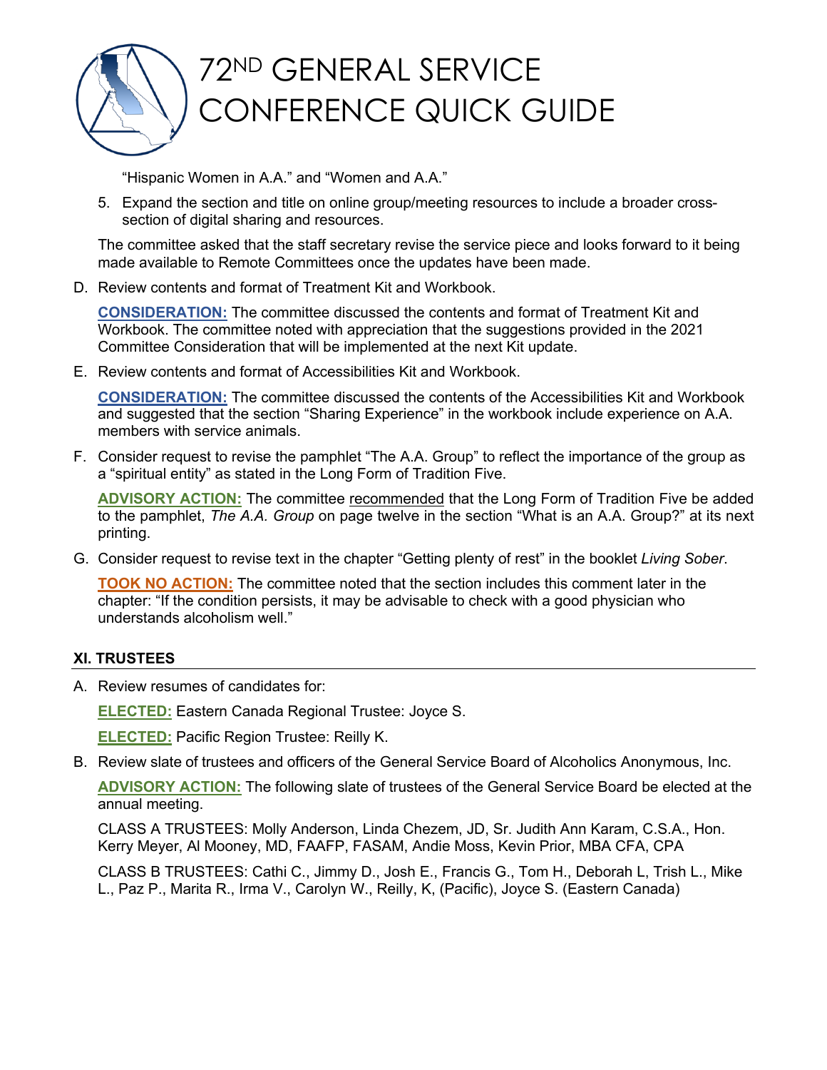"Hispanic Women in A.A." and "Women and A.A."

5. Expand the section and title on online group/meeting resources to include a broader cross-section of digital sharing and resources.

The committee asked that the staff secretary revise the service piece and looks forward to it being made available to Remote Committees once the updates have been made.

D. Review contents and format of Treatment Kit and Workbook.

**CONSIDERATION:** The committee discussed the contents and format of Treatment Kit and Workbook. The committee noted with appreciation that the suggestions provided in the 2021 Committee Consideration that will be implemented at the next Kit update.

E. Review contents and format of Accessibilities Kit and Workbook.

**CONSIDERATION:** The committee discussed the contents of the Accessibilities Kit and Workbook and suggested that the section "Sharing Experience" in the workbook include experience on A.A. members with service animals.

F. Consider request to revise the pamphlet "The A.A. Group" to reflect the importance of the group as a "spiritual entity" as stated in the Long Form of Tradition Five.

**ADVISORY ACTION:** The committee recommended that the Long Form of Tradition Five be added to the pamphlet, *The A.A. Group* on page twelve in the section "What is an A.A. Group?" at its next printing.

G. Consider request to revise text in the chapter "Getting plenty of rest" in the booklet *Living Sober*.

**TOOK NO ACTION:** The committee noted that the section includes this comment later in the chapter: "If the condition persists, it may be advisable to check with a good physician who understands alcoholism well."

## XI. TRUSTEES

A. Review resumes of candidates for:

**ELECTED:** Eastern Canada Regional Trustee: Joyce S.

**ELECTED:** Pacific Region Trustee: Reilly K.

B. Review slate of trustees and officers of the General Service Board of Alcoholics Anonymous, Inc.

**ADVISORY ACTION:** The following slate of trustees of the General Service Board be elected at the annual meeting.

CLASS A TRUSTEES: Molly Anderson, Linda Chezem, JD, Sr. Judith Ann Karam, C.S.A., Hon. Kerry Meyer, Al Mooney, MD, FAAFP, FASAM, Andie Moss, Kevin Prior, MBA CFA, CPA

CLASS B TRUSTEES: Cathi C., Jimmy D., Josh E., Francis G., Tom H., Deborah L, Trish L., Mike L., Paz P., Marita R., Irma V., Carolyn W., Reilly, K, (Pacific), Joyce S. (Eastern Canada)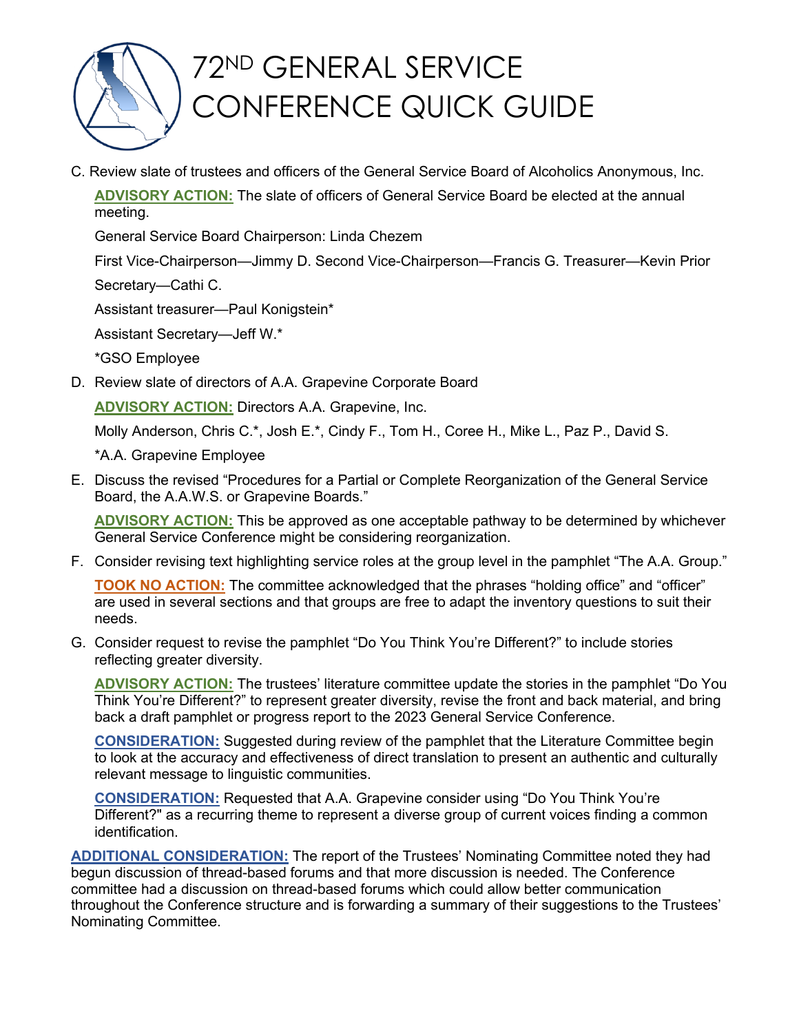# 72ND GENERAL SERVICE CONFERENCE QUICK GUIDE

C. Review slate of trustees and officers of the General Service Board of Alcoholics Anonymous, Inc.

**ADVISORY ACTION:** The slate of officers of General Service Board be elected at the annual meeting.

General Service Board Chairperson: Linda Chezem

First Vice-Chairperson—Jimmy D. Second Vice-Chairperson—Francis G. Treasurer—Kevin Prior

Secretary—Cathi C.

Assistant treasurer—Paul Konigstein*

Assistant Secretary—Jeff W.*

*GSO Employee

D. Review slate of directors of A.A. Grapevine Corporate Board

**ADVISORY ACTION:** Directors A.A. Grapevine, Inc.

Molly Anderson, Chris C.*, Josh E.*, Cindy F., Tom H., Coree H., Mike L., Paz P., David S.

*A.A. Grapevine Employee

E. Discuss the revised "Procedures for a Partial or Complete Reorganization of the General Service Board, the A.A.W.S. or Grapevine Boards."

**ADVISORY ACTION:** This be approved as one acceptable pathway to be determined by whichever General Service Conference might be considering reorganization.

F. Consider revising text highlighting service roles at the group level in the pamphlet "The A.A. Group."

**TOOK NO ACTION:** The committee acknowledged that the phrases "holding office" and "officer" are used in several sections and that groups are free to adapt the inventory questions to suit their needs.

G. Consider request to revise the pamphlet "Do You Think You're Different?" to include stories reflecting greater diversity.

**ADVISORY ACTION:** The trustees' literature committee update the stories in the pamphlet "Do You Think You're Different?" to represent greater diversity, revise the front and back material, and bring back a draft pamphlet or progress report to the 2023 General Service Conference.

**CONSIDERATION:** Suggested during review of the pamphlet that the Literature Committee begin to look at the accuracy and effectiveness of direct translation to present an authentic and culturally relevant message to linguistic communities.

**CONSIDERATION:** Requested that A.A. Grapevine consider using "Do You Think You're Different?" as a recurring theme to represent a diverse group of current voices finding a common identification.

**ADDITIONAL CONSIDERATION:** The report of the Trustees' Nominating Committee noted they had begun discussion of thread-based forums and that more discussion is needed. The Conference committee had a discussion on thread-based forums which could allow better communication throughout the Conference structure and is forwarding a summary of their suggestions to the Trustees' Nominating Committee.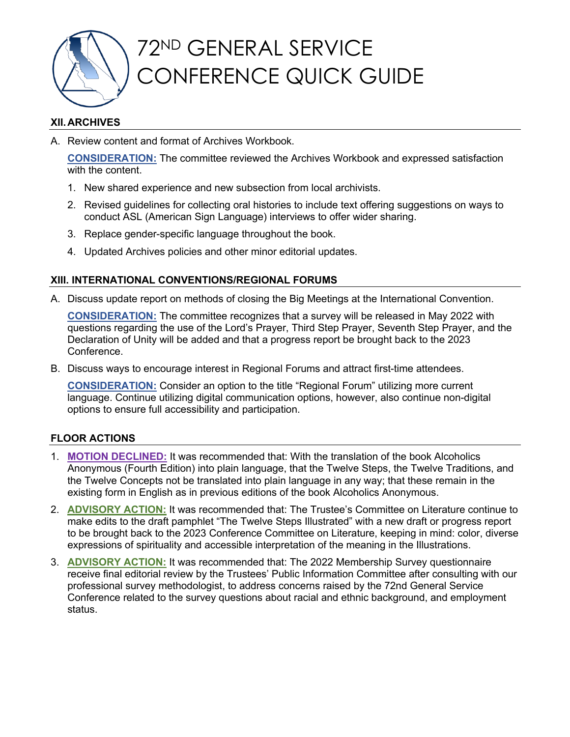## XII. ARCHIVES

A. Review content and format of Archives Workbook.

**CONSIDERATION:** The committee reviewed the Archives Workbook and expressed satisfaction with the content.

1. New shared experience and new subsection from local archivists.
2. Revised guidelines for collecting oral histories to include text offering suggestions on ways to conduct ASL (American Sign Language) interviews to offer wider sharing.
3. Replace gender-specific language throughout the book.
4. Updated Archives policies and other minor editorial updates.

## XIII. INTERNATIONAL CONVENTIONS/REGIONAL FORUMS

A. Discuss update report on methods of closing the Big Meetings at the International Convention.

**CONSIDERATION:** The committee recognizes that a survey will be released in May 2022 with questions regarding the use of the Lord's Prayer, Third Step Prayer, Seventh Step Prayer, and the Declaration of Unity will be added and that a progress report be brought back to the 2023 Conference.

B. Discuss ways to encourage interest in Regional Forums and attract first-time attendees.

**CONSIDERATION:** Consider an option to the title "Regional Forum" utilizing more current language. Continue utilizing digital communication options, however, also continue non-digital options to ensure full accessibility and participation.

## FLOOR ACTIONS

1. **MOTION DECLINED:** It was recommended that: With the translation of the book Alcoholics Anonymous (Fourth Edition) into plain language, that the Twelve Steps, the Twelve Traditions, and the Twelve Concepts not be translated into plain language in any way; that these remain in the existing form in English as in previous editions of the book Alcoholics Anonymous.
2. **ADVISORY ACTION:** It was recommended that: The Trustee's Committee on Literature continue to make edits to the draft pamphlet "The Twelve Steps Illustrated" with a new draft or progress report to be brought back to the 2023 Conference Committee on Literature, keeping in mind: color, diverse expressions of spirituality and accessible interpretation of the meaning in the Illustrations.
3. **ADVISORY ACTION:** It was recommended that: The 2022 Membership Survey questionnaire receive final editorial review by the Trustees' Public Information Committee after consulting with our professional survey methodologist, to address concerns raised by the 72nd General Service Conference related to the survey questions about racial and ethnic background, and employment status.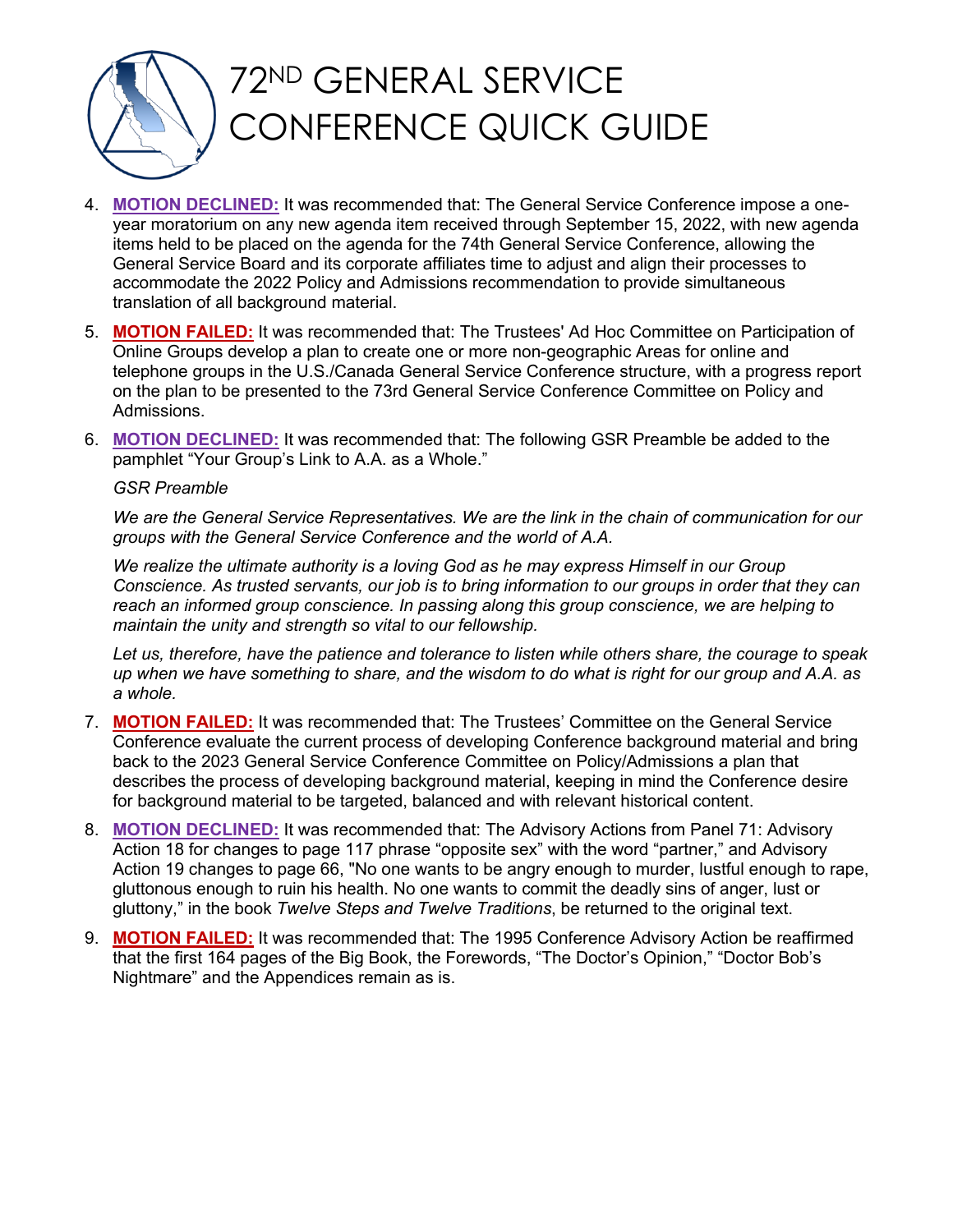// 72ND GENERAL SERVICE CONFERENCE QUICK GUIDE

4. **MOTION DECLINED:** It was recommended that: The General Service Conference impose a one-year moratorium on any new agenda item received through September 15, 2022, with new agenda items held to be placed on the agenda for the 74th General Service Conference, allowing the General Service Board and its corporate affiliates time to adjust and align their processes to accommodate the 2022 Policy and Admissions recommendation to provide simultaneous translation of all background material.
5. **MOTION FAILED:** It was recommended that: The Trustees' Ad Hoc Committee on Participation of Online Groups develop a plan to create one or more non-geographic Areas for online and telephone groups in the U.S./Canada General Service Conference structure, with a progress report on the plan to be presented to the 73rd General Service Conference Committee on Policy and Admissions.
6. **MOTION DECLINED:** It was recommended that: The following GSR Preamble be added to the pamphlet "Your Group's Link to A.A. as a Whole."

   *GSR Preamble*

   *We are the General Service Representatives. We are the link in the chain of communication for our groups with the General Service Conference and the world of A.A.*

   *We realize the ultimate authority is a loving God as he may express Himself in our Group Conscience. As trusted servants, our job is to bring information to our groups in order that they can reach an informed group conscience. In passing along this group conscience, we are helping to maintain the unity and strength so vital to our fellowship.*

   *Let us, therefore, have the patience and tolerance to listen while others share, the courage to speak up when we have something to share, and the wisdom to do what is right for our group and A.A. as a whole.*
7. **MOTION FAILED:** It was recommended that: The Trustees' Committee on the General Service Conference evaluate the current process of developing Conference background material and bring back to the 2023 General Service Conference Committee on Policy/Admissions a plan that describes the process of developing background material, keeping in mind the Conference desire for background material to be targeted, balanced and with relevant historical content.
8. **MOTION DECLINED:** It was recommended that: The Advisory Actions from Panel 71: Advisory Action 18 for changes to page 117 phrase "opposite sex" with the word "partner," and Advisory Action 19 changes to page 66, "No one wants to be angry enough to murder, lustful enough to rape, gluttonous enough to ruin his health. No one wants to commit the deadly sins of anger, lust or gluttony," in the book *Twelve Steps and Twelve Traditions*, be returned to the original text.
9. **MOTION FAILED:** It was recommended that: The 1995 Conference Advisory Action be reaffirmed that the first 164 pages of the Big Book, the Forewords, "The Doctor's Opinion," "Doctor Bob's Nightmare" and the Appendices remain as is.